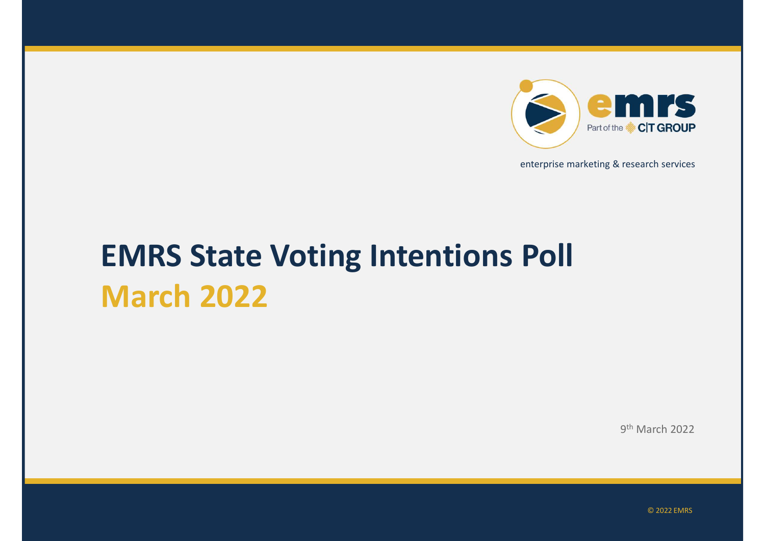emrs

Part of the C|T GROUP

enterprise marketing & research services

# EMRS State Voting Intentions Poll

## March 2022

9th March 2022

© 2022 EMRS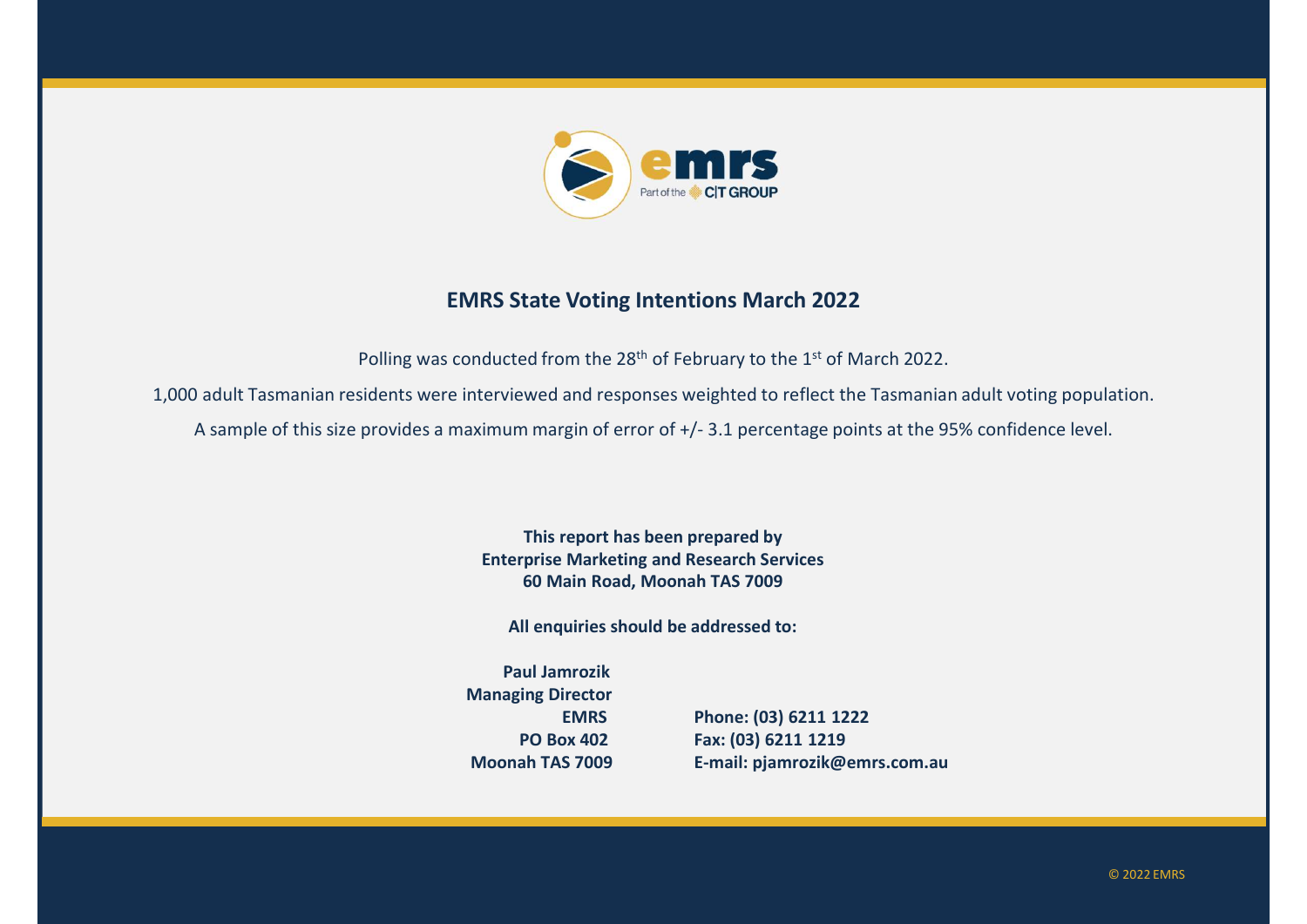## EMRS State Voting Intentions March 2022

Polling was conducted from the 28th of February to the 1st of March 2022.

1,000 adult Tasmanian residents were interviewed and responses weighted to reflect the Tasmanian adult voting population.

A sample of this size provides a maximum margin of error of +/- 3.1 percentage points at the 95% confidence level.

**This report has been prepared by**
**Enterprise Marketing and Research Services**
**60 Main Road, Moonah TAS 7009**

**All enquiries should be addressed to:**

**Paul Jamrozik**
**Managing Director**
**EMRS**
**PO Box 402**
**Moonah TAS 7009**

**Phone: (03) 6211 1222**
**Fax: (03) 6211 1219**
**E-mail: pjamrozik@emrs.com.au**

© 2022 EMRS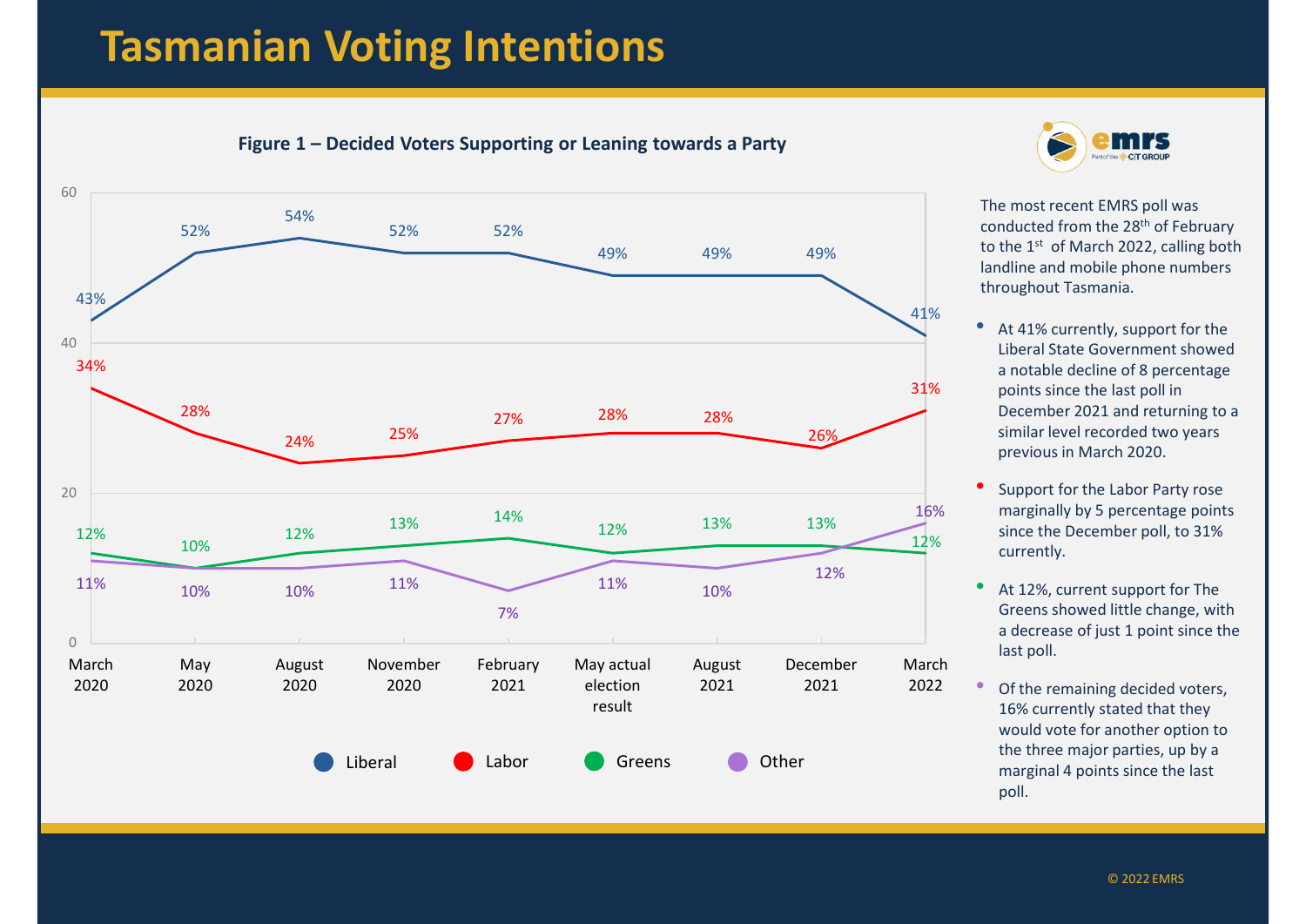# Tasmanian Voting Intentions

**Figure 1 – Decided Voters Supporting or Leaning towards a Party**

| | March 2020 | May 2020 | August 2020 | November 2020 | February 2021 | May actual election result | August 2021 | December 2021 | March 2022 |
|---|---|---|---|---|---|---|---|---|---|
| Liberal | 43% | 52% | 54% | 52% | 52% | 49% | 49% | 49% | 41% |
| Labor | 34% | 28% | 24% | 25% | 27% | 28% | 28% | 26% | 31% |
| Greens | 12% | 10% | 12% | 13% | 14% | 12% | 13% | 13% | 12% |
| Other | 11% | 10% | 10% | 11% | 7% | 11% | 10% | 12% | 16% |

The most recent EMRS poll was conducted from the 28th of February to the 1st of March 2022, calling both landline and mobile phone numbers throughout Tasmania.

- At 41% currently, support for the Liberal State Government showed a notable decline of 8 percentage points since the last poll in December 2021 and returning to a similar level recorded two years previous in March 2020.
- Support for the Labor Party rose marginally by 5 percentage points since the December poll, to 31% currently.
- At 12%, current support for The Greens showed little change, with a decrease of just 1 point since the last poll.
- Of the remaining decided voters, 16% currently stated that they would vote for another option to the three major parties, up by a marginal 4 points since the last poll.

© 2022 EMRS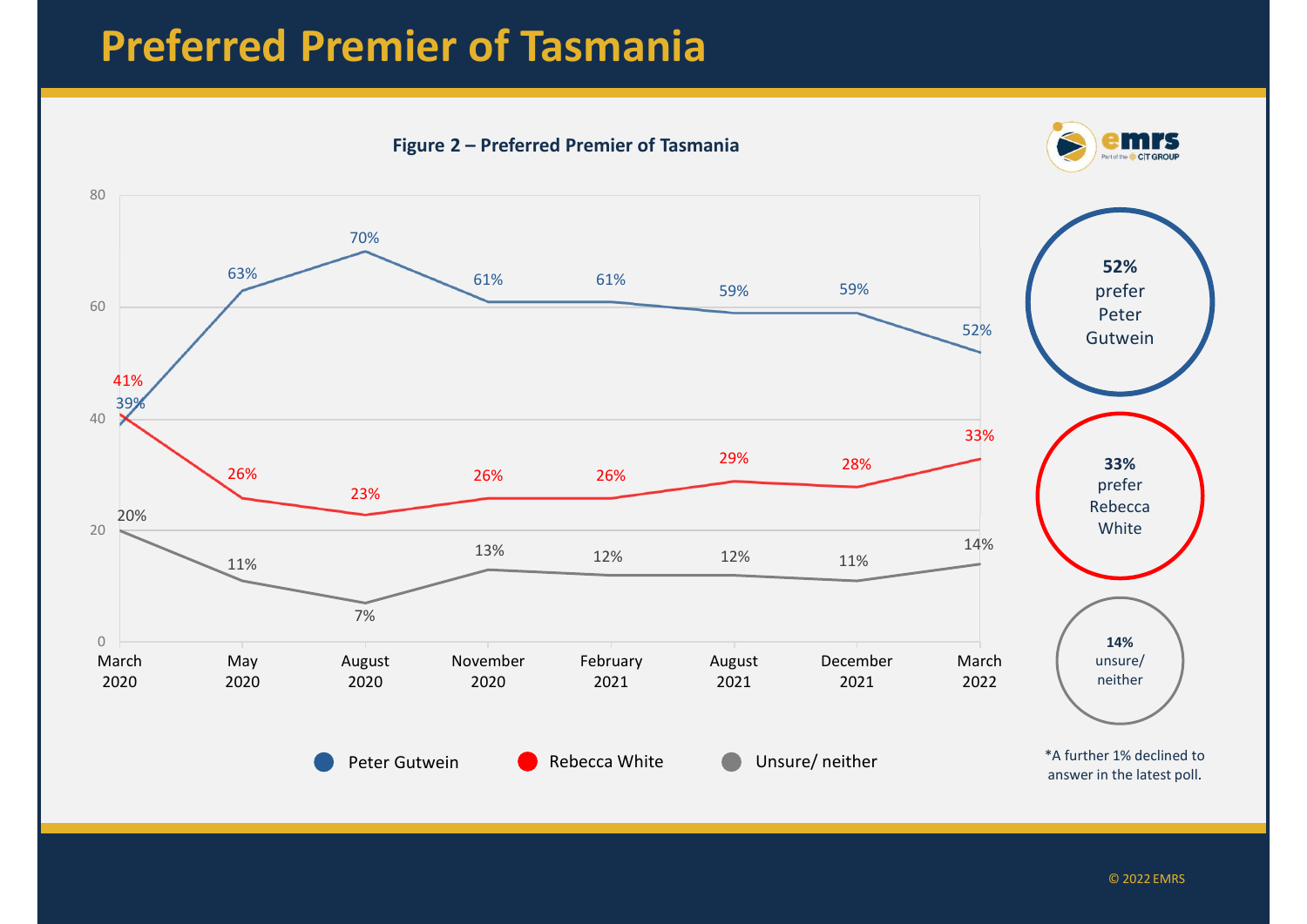# Preferred Premier of Tasmania

**Figure 2 – Preferred Premier of Tasmania**

80

60

40

20

0

70%
63%
61%
61%
59%
59%
52%
41%
39%
26%
23%
26%
26%
29%
28%
33%
20%
11%
7%
13%
12%
12%
11%
14%

March 2020
May 2020
August 2020
November 2020
February 2021
August 2021
December 2021
March 2022

Peter Gutwein
Rebecca White
Unsure/ neither

**52%** prefer Peter Gutwein

**33%** prefer Rebecca White

**14%** unsure/ neither

*A further 1% declined to answer in the latest poll.

© 2022 EMRS